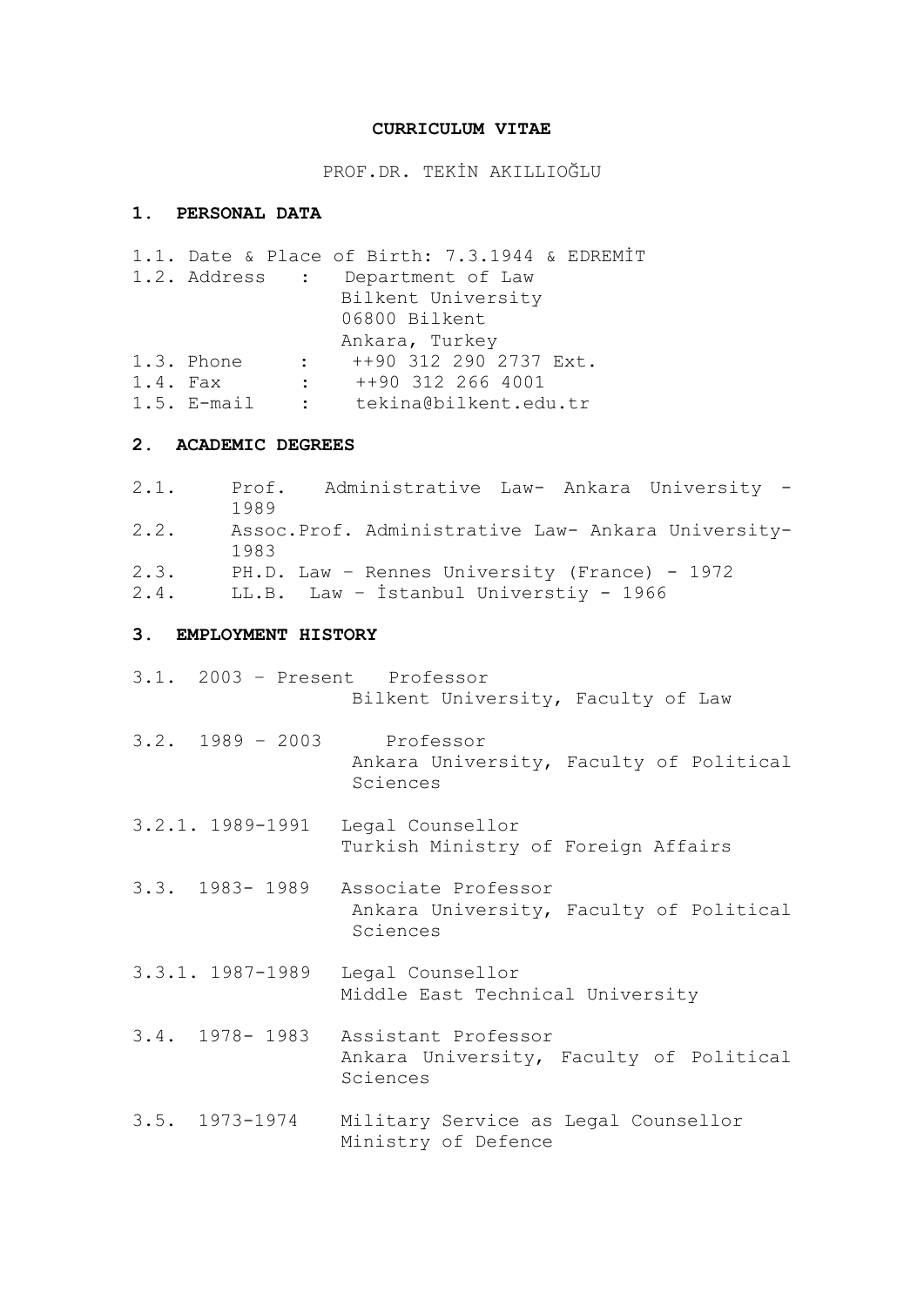# CURRICULUM VITAE

PROF.DR. TEKİN AKILLIOĞLU

## 1. PERSONAL DATA

1.1. Date & Place of Birth: 7.3.1944 & EDREMİT

1.2. Address : Department of Law
Bilkent University
06800 Bilkent
Ankara, Turkey

1.3. Phone : ++90 312 290 2737 Ext.

1.4. Fax : ++90 312 266 4001

1.5. E-mail : tekina@bilkent.edu.tr

## 2. ACADEMIC DEGREES

2.1. Prof. Administrative Law- Ankara University - 1989

2.2. Assoc.Prof. Administrative Law- Ankara University- 1983

2.3. PH.D. Law – Rennes University (France) - 1972

2.4. LL.B. Law – İstanbul Universtiy - 1966

## 3. EMPLOYMENT HISTORY

3.1. 2003 – Present Professor
Bilkent University, Faculty of Law

3.2. 1989 – 2003 Professor
Ankara University, Faculty of Political Sciences

3.2.1. 1989-1991 Legal Counsellor
Turkish Ministry of Foreign Affairs

3.3. 1983- 1989 Associate Professor
Ankara University, Faculty of Political Sciences

3.3.1. 1987-1989 Legal Counsellor
Middle East Technical University

3.4. 1978- 1983 Assistant Professor
Ankara University, Faculty of Political Sciences

3.5. 1973-1974 Military Service as Legal Counsellor
Ministry of Defence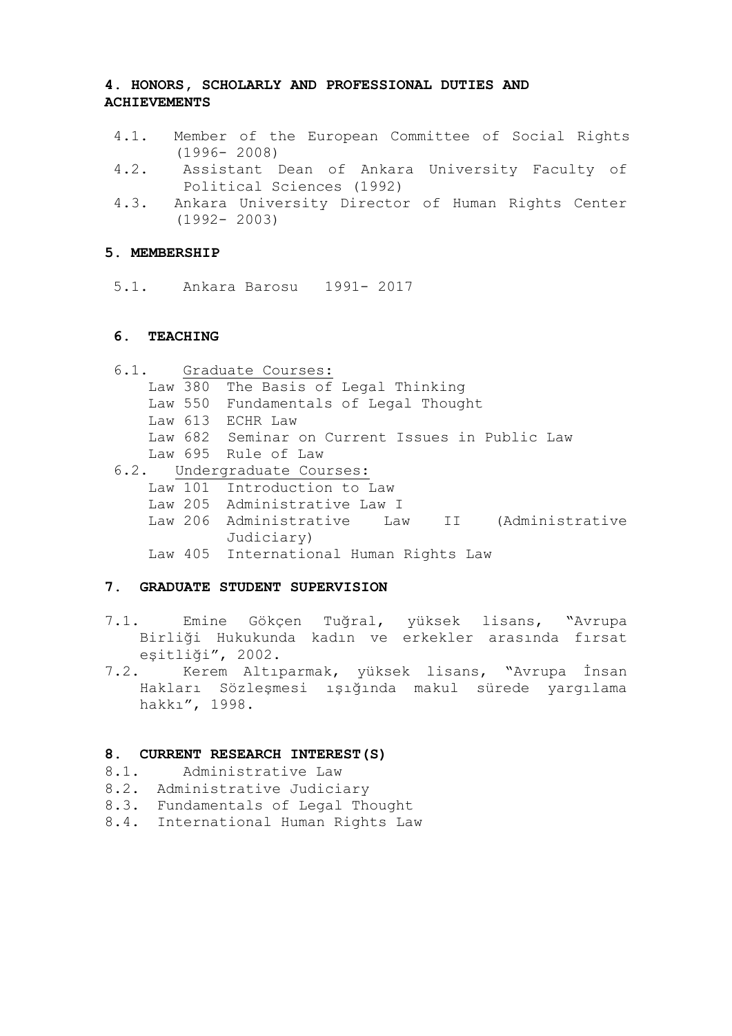## 4. HONORS, SCHOLARLY AND PROFESSIONAL DUTIES AND ACHIEVEMENTS

4.1. Member of the European Committee of Social Rights (1996- 2008)

4.2. Assistant Dean of Ankara University Faculty of Political Sciences (1992)

4.3. Ankara University Director of Human Rights Center (1992- 2003)

## 5. MEMBERSHIP

5.1. Ankara Barosu 1991- 2017

## 6. TEACHING

6.1. Graduate Courses:

- Law 380 The Basis of Legal Thinking
- Law 550 Fundamentals of Legal Thought
- Law 613 ECHR Law
- Law 682 Seminar on Current Issues in Public Law
- Law 695 Rule of Law

6.2. Undergraduate Courses:

- Law 101 Introduction to Law
- Law 205 Administrative Law I
- Law 206 Administrative Law II (Administrative Judiciary)
- Law 405 International Human Rights Law

## 7. GRADUATE STUDENT SUPERVISION

7.1. Emine Gökçen Tuğral, yüksek lisans, "Avrupa Birliği Hukukunda kadın ve erkekler arasında fırsat eşitliği", 2002.

7.2. Kerem Altıparmak, yüksek lisans, "Avrupa İnsan Hakları Sözleşmesi ışığında makul sürede yargılama hakkı", 1998.

## 8. CURRENT RESEARCH INTEREST(S)

8.1. Administrative Law

8.2. Administrative Judiciary

8.3. Fundamentals of Legal Thought

8.4. International Human Rights Law